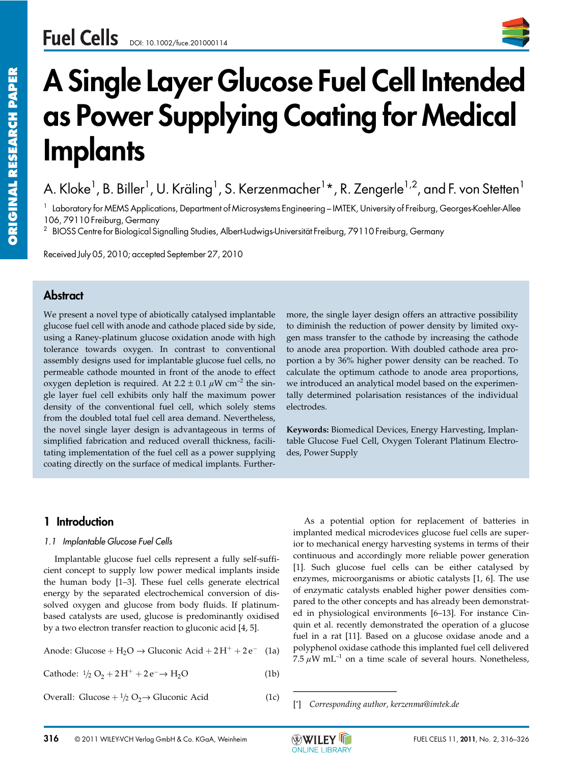# A Single Layer Glucose Fuel Cell Intended as Power Supplying Coating for Medical Implants

A. Kloke[1], B. Biller[1], U. Kräling[1], S. Kerzenmacher[1]*, R. Zengerle[1,2], and F. von Stetten[1]

[1] Laboratory for MEMS Applications, Department of Microsystems Engineering – IMTEK, University of Freiburg, Georges-Koehler-Allee 106, 79110 Freiburg, Germany

[2] BIOSS Centre for Biological Signalling Studies, Albert-Ludwigs-Universität Freiburg, 79110 Freiburg, Germany

Received July 05, 2010; accepted September 27, 2010

## Abstract

We present a novel type of abiotically catalysed implantable glucose fuel cell with anode and cathode placed side by side, using a Raney-platinum glucose oxidation anode with high tolerance towards oxygen. In contrast to conventional assembly designs used for implantable glucose fuel cells, no permeable cathode mounted in front of the anode to effect oxygen depletion is required. At 2.2 ± 0.1 $\mu$W cm$^{-2}$ the single layer fuel cell exhibits only half the maximum power density of the conventional fuel cell, which solely stems from the doubled total fuel cell area demand. Nevertheless, the novel single layer design is advantageous in terms of simplified fabrication and reduced overall thickness, facilitating implementation of the fuel cell as a power supplying coating directly on the surface of medical implants. Furthermore, the single layer design offers an attractive possibility to diminish the reduction of power density by limited oxygen mass transfer to the cathode by increasing the cathode to anode area proportion. With doubled cathode area proportion a by 36% higher power density can be reached. To calculate the optimum cathode to anode area proportions, we introduced an analytical model based on the experimentally determined polarisation resistances of the individual electrodes.

**Keywords:** Biomedical Devices, Energy Harvesting, Implantable Glucose Fuel Cell, Oxygen Tolerant Platinum Electrodes, Power Supply

## 1 Introduction

### 1.1 Implantable Glucose Fuel Cells

Implantable glucose fuel cells represent a fully self-sufficient concept to supply low power medical implants inside the human body [1–3]. These fuel cells generate electrical energy by the separated electrochemical conversion of dissolved oxygen and glucose from body fluids. If platinum-based catalysts are used, glucose is predominantly oxidised by a two electron transfer reaction to gluconic acid [4, 5].

$$\text{Anode: Glucose} + H_2O \rightarrow \text{Gluconic Acid} + 2H^+ + 2e^- \quad (1a)$$

$$\text{Cathode: } \tfrac{1}{2}O_2 + 2H^+ + 2e^- \rightarrow H_2O \quad (1b)$$

$$\text{Overall: Glucose} + \tfrac{1}{2}O_2 \rightarrow \text{Gluconic Acid} \quad (1c)$$

As a potential option for replacement of batteries in implanted medical microdevices glucose fuel cells are superior to mechanical energy harvesting systems in terms of their continuous and accordingly more reliable power generation [1]. Such glucose fuel cells can be either catalysed by enzymes, microorganisms or abiotic catalysts [1, 6]. The use of enzymatic catalysts enabled higher power densities compared to the other concepts and has already been demonstrated in physiological environments [6–13]. For instance Cinquin et al. recently demonstrated the operation of a glucose fuel in a rat [11]. Based on a glucose oxidase anode and a polyphenol oxidase cathode this implanted fuel cell delivered 7.5 $\mu$W mL$^{-1}$ on a time scale of several hours. Nonetheless,

[*] *Corresponding author, kerzenma@imtek.de*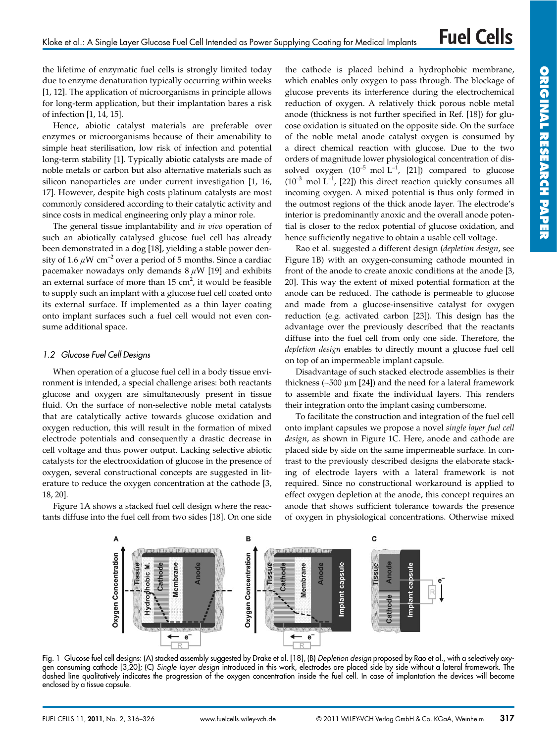the lifetime of enzymatic fuel cells is strongly limited today due to enzyme denaturation typically occurring within weeks [1, 12]. The application of microorganisms in principle allows for long-term application, but their implantation bares a risk of infection [1, 14, 15].

Hence, abiotic catalyst materials are preferable over enzymes or microorganisms because of their amenability to simple heat sterilisation, low risk of infection and potential long-term stability [1]. Typically abiotic catalysts are made of noble metals or carbon but also alternative materials such as silicon nanoparticles are under current investigation [1, 16, 17]. However, despite high costs platinum catalysts are most commonly considered according to their catalytic activity and since costs in medical engineering only play a minor role.

The general tissue implantability and *in vivo* operation of such an abiotically catalysed glucose fuel cell has already been demonstrated in a dog [18], yielding a stable power density of 1.6 $\mu$W cm$^{-2}$ over a period of 5 months. Since a cardiac pacemaker nowadays only demands 8 $\mu$W [19] and exhibits an external surface of more than 15 cm$^2$, it would be feasible to supply such an implant with a glucose fuel cell coated onto its external surface. If implemented as a thin layer coating onto implant surfaces such a fuel cell would not even consume additional space.

### 1.2 Glucose Fuel Cell Designs

When operation of a glucose fuel cell in a body tissue environment is intended, a special challenge arises: both reactants glucose and oxygen are simultaneously present in tissue fluid. On the surface of non-selective noble metal catalysts that are catalytically active towards glucose oxidation and oxygen reduction, this will result in the formation of mixed electrode potentials and consequently a drastic decrease in cell voltage and thus power output. Lacking selective abiotic catalysts for the electrooxidation of glucose in the presence of oxygen, several constructional concepts are suggested in literature to reduce the oxygen concentration at the cathode [3, 18, 20].

Figure 1A shows a stacked fuel cell design where the reactants diffuse into the fuel cell from two sides [18]. On one side the cathode is placed behind a hydrophobic membrane, which enables only oxygen to pass through. The blockage of glucose prevents its interference during the electrochemical reduction of oxygen. A relatively thick porous noble metal anode (thickness is not further specified in Ref. [18]) for glucose oxidation is situated on the opposite side. On the surface of the noble metal anode catalyst oxygen is consumed by a direct chemical reaction with glucose. Due to the two orders of magnitude lower physiological concentration of dissolved oxygen ($10^{-5}$ mol L$^{-1}$, [21]) compared to glucose ($10^{-3}$ mol L$^{-1}$, [22]) this direct reaction quickly consumes all incoming oxygen. A mixed potential is thus only formed in the outmost regions of the thick anode layer. The electrode's interior is predominantly anoxic and the overall anode potential is closer to the redox potential of glucose oxidation, and hence sufficiently negative to obtain a usable cell voltage.

Rao et al. suggested a different design (*depletion design*, see Figure 1B) with an oxygen-consuming cathode mounted in front of the anode to create anoxic conditions at the anode [3, 20]. This way the extent of mixed potential formation at the anode can be reduced. The cathode is permeable to glucose and made from a glucose-insensitive catalyst for oxygen reduction (e.g. activated carbon [23]). This design has the advantage over the previously described that the reactants diffuse into the fuel cell from only one side. Therefore, the *depletion design* enables to directly mount a glucose fuel cell on top of an impermeable implant capsule.

Disadvantage of such stacked electrode assemblies is their thickness (~500 µm [24]) and the need for a lateral framework to assemble and fixate the individual layers. This renders their integration onto the implant casing cumbersome.

To facilitate the construction and integration of the fuel cell onto implant capsules we propose a novel *single layer fuel cell design*, as shown in Figure 1C. Here, anode and cathode are placed side by side on the same impermeable surface. In contrast to the previously described designs the elaborate stacking of electrode layers with a lateral framework is not required. Since no constructional workaround is applied to effect oxygen depletion at the anode, this concept requires an anode that shows sufficient tolerance towards the presence of oxygen in physiological concentrations. Otherwise mixed

Fig. 1 Glucose fuel cell designs: (A) stacked assembly suggested by Drake et al. [18], (B) *Depletion design* proposed by Rao et al., with a selectively oxygen consuming cathode [3,20]; (C) *Single layer design* introduced in this work, electrodes are placed side by side without a lateral framework. The dashed line qualitatively indicates the progression of the oxygen concentration inside the fuel cell. In case of implantation the devices will become enclosed by a tissue capsule.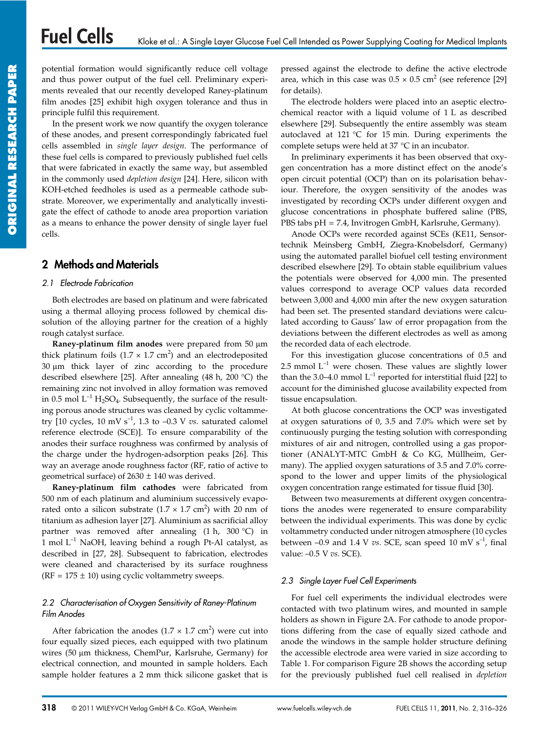potential formation would significantly reduce cell voltage and thus power output of the fuel cell. Preliminary experiments revealed that our recently developed Raney-platinum film anodes [25] exhibit high oxygen tolerance and thus in principle fulfil this requirement.

In the present work we now quantify the oxygen tolerance of these anodes, and present correspondingly fabricated fuel cells assembled in *single layer design*. The performance of these fuel cells is compared to previously published fuel cells that were fabricated in exactly the same way, but assembled in the commonly used *depletion design* [24]. Here, silicon with KOH-etched feedholes is used as a permeable cathode substrate. Moreover, we experimentally and analytically investigate the effect of cathode to anode area proportion variation as a means to enhance the power density of single layer fuel cells.

## 2 Methods and Materials

### 2.1 Electrode Fabrication

Both electrodes are based on platinum and were fabricated using a thermal alloying process followed by chemical dissolution of the alloying partner for the creation of a highly rough catalyst surface.

**Raney-platinum film anodes** were prepared from 50 µm thick platinum foils ($1.7 \times 1.7$ cm$^2$) and an electrodeposited 30 µm thick layer of zinc according to the procedure described elsewhere [25]. After annealing (48 h, 200 °C) the remaining zinc not involved in alloy formation was removed in 0.5 mol L$^{-1}$ $H_2SO_4$. Subsequently, the surface of the resulting porous anode structures was cleaned by cyclic voltammetry [10 cycles, 10 mV s$^{-1}$, 1.3 to –0.3 V *vs.* saturated calomel reference electrode (SCE)]. To ensure comparability of the anodes their surface roughness was confirmed by analysis of the charge under the hydrogen-adsorption peaks [26]. This way an average anode roughness factor (RF, ratio of active to geometrical surface) of 2630 ± 140 was derived.

**Raney-platinum film cathodes** were fabricated from 500 nm of each platinum and aluminium successively evaporated onto a silicon substrate ($1.7 \times 1.7$ cm$^2$) with 20 nm of titanium as adhesion layer [27]. Aluminium as sacrificial alloy partner was removed after annealing (1 h, 300 °C) in 1 mol L$^{-1}$ NaOH, leaving behind a rough Pt-Al catalyst, as described in [27, 28]. Subsequent to fabrication, electrodes were cleaned and characterised by its surface roughness (RF = 175 ± 10) using cyclic voltammetry sweeps.

### 2.2 Characterisation of Oxygen Sensitivity of Raney-Platinum Film Anodes

After fabrication the anodes ($1.7 \times 1.7$ cm$^2$) were cut into four equally sized pieces, each equipped with two platinum wires (50 µm thickness, ChemPur, Karlsruhe, Germany) for electrical connection, and mounted in sample holders. Each sample holder features a 2 mm thick silicone gasket that is pressed against the electrode to define the active electrode area, which in this case was $0.5 \times 0.5$ cm$^2$ (see reference [29] for details).

The electrode holders were placed into an aseptic electrochemical reactor with a liquid volume of 1 L as described elsewhere [29]. Subsequently the entire assembly was steam autoclaved at 121 °C for 15 min. During experiments the complete setups were held at 37 °C in an incubator.

In preliminary experiments it has been observed that oxygen concentration has a more distinct effect on the anode's open circuit potential (OCP) than on its polarisation behaviour. Therefore, the oxygen sensitivity of the anodes was investigated by recording OCPs under different oxygen and glucose concentrations in phosphate buffered saline (PBS, PBS tabs pH = 7.4, Invitrogen GmbH, Karlsruhe, Germany).

Anode OCPs were recorded against SCEs (KE11, Sensortechnik Meinsberg GmbH, Ziegra-Knobelsdorf, Germany) using the automated parallel biofuel cell testing environment described elsewhere [29]. To obtain stable equilibrium values the potentials were observed for 4,000 min. The presented values correspond to average OCP values data recorded between 3,000 and 4,000 min after the new oxygen saturation had been set. The presented standard deviations were calculated according to Gauss' law of error propagation from the deviations between the different electrodes as well as among the recorded data of each electrode.

For this investigation glucose concentrations of 0.5 and 2.5 mmol L$^{-1}$ were chosen. These values are slightly lower than the 3.0–4.0 mmol L$^{-1}$ reported for interstitial fluid [22] to account for the diminished glucose availability expected from tissue encapsulation.

At both glucose concentrations the OCP was investigated at oxygen saturations of 0, 3.5 and 7.0% which were set by continuously purging the testing solution with corresponding mixtures of air and nitrogen, controlled using a gas proportioner (ANALYT-MTC GmbH & Co KG, Müllheim, Germany). The applied oxygen saturations of 3.5 and 7.0% correspond to the lower and upper limits of the physiological oxygen concentration range estimated for tissue fluid [30].

Between two measurements at different oxygen concentrations the anodes were regenerated to ensure comparability between the individual experiments. This was done by cyclic voltammetry conducted under nitrogen atmosphere (10 cycles between –0.9 and 1.4 V *vs.* SCE, scan speed 10 mV s$^{-1}$, final value: –0.5 V *vs.* SCE).

### 2.3 Single Layer Fuel Cell Experiments

For fuel cell experiments the individual electrodes were contacted with two platinum wires, and mounted in sample holders as shown in Figure 2A. For cathode to anode proportions differing from the case of equally sized cathode and anode the windows in the sample holder structure defining the accessible electrode area were varied in size according to Table 1. For comparison Figure 2B shows the according setup for the previously published fuel cell realised in *depletion*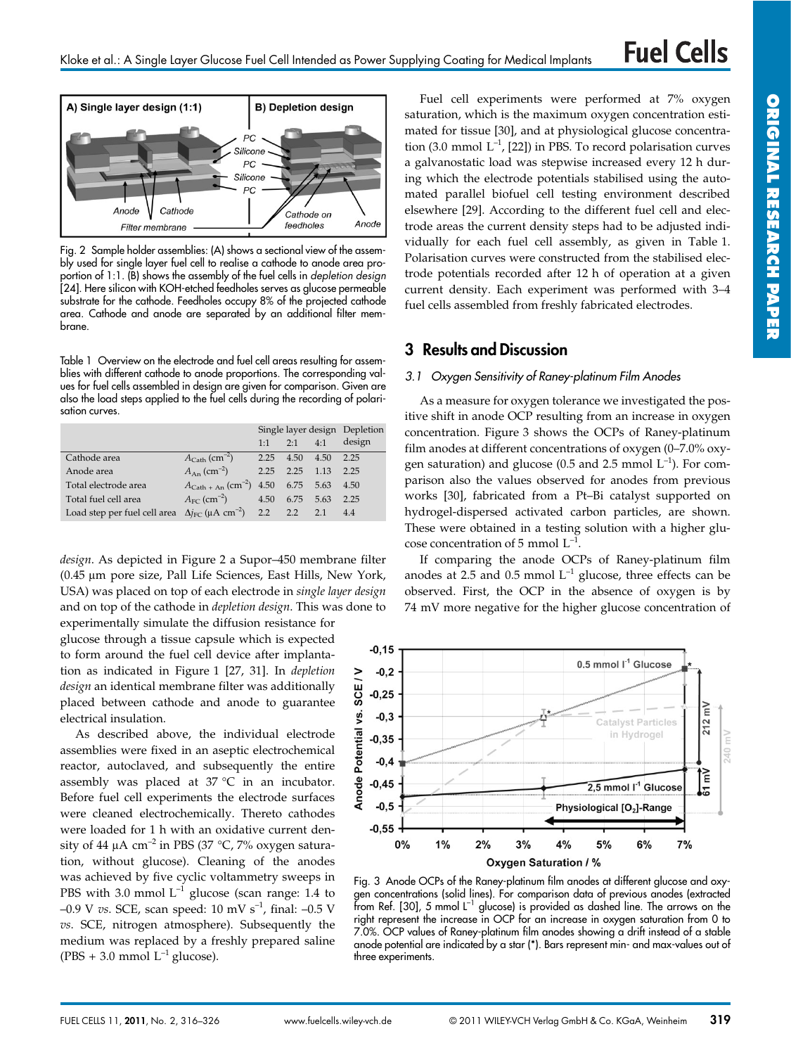Fig. 2 Sample holder assemblies: (A) shows a sectional view of the assembly used for single layer fuel cell to realise a cathode to anode area proportion of 1:1. (B) shows the assembly of the fuel cells in *depletion design* [24]. Here silicon with KOH-etched feedholes serves as glucose permeable substrate for the cathode. Feedholes occupy 8% of the projected cathode area. Cathode and anode are separated by an additional filter membrane.

Table 1 Overview on the electrode and fuel cell areas resulting for assemblies with different cathode to anode proportions. The corresponding values for fuel cells assembled in design are given for comparison. Given are also the load steps applied to the fuel cells during the recording of polarisation curves.

| | | Single layer design | | | Depletion design |
|---|---|---|---|---|---|
| | | 1:1 | 2:1 | 4:1 | |
| Cathode area | $A_{Cath}$ (cm$^{-2}$) | 2.25 | 4.50 | 4.50 | 2.25 |
| Anode area | $A_{An}$ (cm$^{-2}$) | 2.25 | 2.25 | 1.13 | 2.25 |
| Total electrode area | $A_{Cath+An}$ (cm$^{-2}$) | 4.50 | 6.75 | 5.63 | 4.50 |
| Total fuel cell area | $A_{FC}$ (cm$^{-2}$) | 4.50 | 6.75 | 5.63 | 2.25 |
| Load step per fuel cell area | $\Delta j_{FC}$ (µA cm$^{-2}$) | 2.2 | 2.2 | 2.1 | 4.4 |

*design*. As depicted in Figure 2 a Supor–450 membrane filter (0.45 µm pore size, Pall Life Sciences, East Hills, New York, USA) was placed on top of each electrode in *single layer design* and on top of the cathode in *depletion design*. This was done to experimentally simulate the diffusion resistance for glucose through a tissue capsule which is expected to form around the fuel cell device after implantation as indicated in Figure 1 [27, 31]. In *depletion design* an identical membrane filter was additionally placed between cathode and anode to guarantee electrical insulation.

As described above, the individual electrode assemblies were fixed in an aseptic electrochemical reactor, autoclaved, and subsequently the entire assembly was placed at 37 °C in an incubator. Before fuel cell experiments the electrode surfaces were cleaned electrochemically. Thereto cathodes were loaded for 1 h with an oxidative current density of 44 µA cm$^{-2}$ in PBS (37 °C, 7% oxygen saturation, without glucose). Cleaning of the anodes was achieved by five cyclic voltammetry sweeps in PBS with 3.0 mmol L$^{-1}$ glucose (scan range: 1.4 to –0.9 V *vs.* SCE, scan speed: 10 mV s$^{-1}$, final: –0.5 V *vs.* SCE, nitrogen atmosphere). Subsequently the medium was replaced by a freshly prepared saline (PBS + 3.0 mmol L$^{-1}$ glucose).

Fuel cell experiments were performed at 7% oxygen saturation, which is the maximum oxygen concentration estimated for tissue [30], and at physiological glucose concentration (3.0 mmol L$^{-1}$, [22]) in PBS. To record polarisation curves a galvanostatic load was stepwise increased every 12 h during which the electrode potentials stabilised using the automated parallel biofuel cell testing environment described elsewhere [29]. According to the different fuel cell and electrode areas the current density steps had to be adjusted individually for each fuel cell assembly, as given in Table 1. Polarisation curves were constructed from the stabilised electrode potentials recorded after 12 h of operation at a given current density. Each experiment was performed with 3–4 fuel cells assembled from freshly fabricated electrodes.

## 3 Results and Discussion

### 3.1 Oxygen Sensitivity of Raney-platinum Film Anodes

As a measure for oxygen tolerance we investigated the positive shift in anode OCP resulting from an increase in oxygen concentration. Figure 3 shows the OCPs of Raney-platinum film anodes at different concentrations of oxygen (0–7.0% oxygen saturation) and glucose (0.5 and 2.5 mmol L$^{-1}$). For comparison also the values observed for anodes from previous works [30], fabricated from a Pt–Bi catalyst supported on hydrogel-dispersed activated carbon particles, are shown. These were obtained in a testing solution with a higher glucose concentration of 5 mmol L$^{-1}$.

If comparing the anode OCPs of Raney-platinum film anodes at 2.5 and 0.5 mmol L$^{-1}$ glucose, three effects can be observed. First, the OCP in the absence of oxygen is by 74 mV more negative for the higher glucose concentration of

Fig. 3 Anode OCPs of the Raney-platinum film anodes at different glucose and oxygen concentrations (solid lines). For comparison data of previous anodes (extracted from Ref. [30], 5 mmol L$^{-1}$ glucose) is provided as dashed line. The arrows on the right represent the increase in OCP for an increase in oxygen saturation from 0 to 7.0%. OCP values of Raney-platinum film anodes showing a drift instead of a stable anode potential are indicated by a star (*). Bars represent min- and max-values out of three experiments.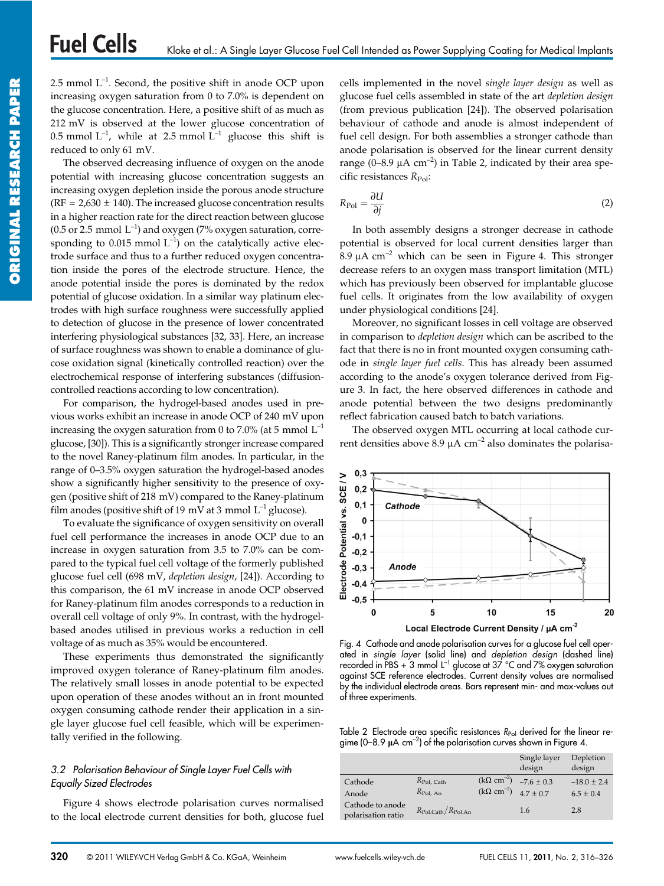2.5 mmol $L^{-1}$. Second, the positive shift in anode OCP upon increasing oxygen saturation from 0 to 7.0% is dependent on the glucose concentration. Here, a positive shift of as much as 212 mV is observed at the lower glucose concentration of 0.5 mmol $L^{-1}$, while at 2.5 mmol $L^{-1}$ glucose this shift is reduced to only 61 mV.

The observed decreasing influence of oxygen on the anode potential with increasing glucose concentration suggests an increasing oxygen depletion inside the porous anode structure (RF = 2,630 ± 140). The increased glucose concentration results in a higher reaction rate for the direct reaction between glucose (0.5 or 2.5 mmol $L^{-1}$) and oxygen (7% oxygen saturation, corresponding to 0.015 mmol $L^{-1}$) on the catalytically active electrode surface and thus to a further reduced oxygen concentration inside the pores of the electrode structure. Hence, the anode potential inside the pores is dominated by the redox potential of glucose oxidation. In a similar way platinum electrodes with high surface roughness were successfully applied to detection of glucose in the presence of lower concentrated interfering physiological substances [32, 33]. Here, an increase of surface roughness was shown to enable a dominance of glucose oxidation signal (kinetically controlled reaction) over the electrochemical response of interfering substances (diffusion-controlled reactions according to low concentration).

For comparison, the hydrogel-based anodes used in previous works exhibit an increase in anode OCP of 240 mV upon increasing the oxygen saturation from 0 to 7.0% (at 5 mmol $L^{-1}$ glucose, [30]). This is a significantly stronger increase compared to the novel Raney-platinum film anodes. In particular, in the range of 0–3.5% oxygen saturation the hydrogel-based anodes show a significantly higher sensitivity to the presence of oxygen (positive shift of 218 mV) compared to the Raney-platinum film anodes (positive shift of 19 mV at 3 mmol $L^{-1}$ glucose).

To evaluate the significance of oxygen sensitivity on overall fuel cell performance the increases in anode OCP due to an increase in oxygen saturation from 3.5 to 7.0% can be compared to the typical fuel cell voltage of the formerly published glucose fuel cell (698 mV, *depletion design*, [24]). According to this comparison, the 61 mV increase in anode OCP observed for Raney-platinum film anodes corresponds to a reduction in overall cell voltage of only 9%. In contrast, with the hydrogel-based anodes utilised in previous works a reduction in cell voltage of as much as 35% would be encountered.

These experiments thus demonstrated the significantly improved oxygen tolerance of Raney-platinum film anodes. The relatively small losses in anode potential to be expected upon operation of these anodes without an in front mounted oxygen consuming cathode render their application in a single layer glucose fuel cell feasible, which will be experimentally verified in the following.

### 3.2 Polarisation Behaviour of Single Layer Fuel Cells with Equally Sized Electrodes

Figure 4 shows electrode polarisation curves normalised to the local electrode current densities for both, glucose fuel cells implemented in the novel *single layer design* as well as glucose fuel cells assembled in state of the art *depletion design* (from previous publication [24]). The observed polarisation behaviour of cathode and anode is almost independent of fuel cell design. For both assemblies a stronger cathode than anode polarisation is observed for the linear current density range (0–8.9 µA $cm^{-2}$) in Table 2, indicated by their area specific resistances $R_{Pol}$:

$$R_{Pol} = \frac{\partial U}{\partial j} \tag{2}$$

In both assembly designs a stronger decrease in cathode potential is observed for local current densities larger than 8.9 µA $cm^{-2}$ which can be seen in Figure 4. This stronger decrease refers to an oxygen mass transport limitation (MTL) which has previously been observed for implantable glucose fuel cells. It originates from the low availability of oxygen under physiological conditions [24].

Moreover, no significant losses in cell voltage are observed in comparison to *depletion design* which can be ascribed to the fact that there is no in front mounted oxygen consuming cathode in *single layer fuel cells*. This has already been assumed according to the anode's oxygen tolerance derived from Figure 3. In fact, the here observed differences in cathode and anode potential between the two designs predominantly reflect fabrication caused batch to batch variations.

The observed oxygen MTL occurring at local cathode current densities above 8.9 µA $cm^{-2}$ also dominates the polarisa-

Fig. 4 Cathode and anode polarisation curves for a glucose fuel cell operated in *single layer* (solid line) and *depletion design* (dashed line) recorded in PBS + 3 mmol $L^{-1}$ glucose at 37 °C and 7% oxygen saturation against SCE reference electrodes. Current density values are normalised by the individual electrode areas. Bars represent min- and max-values out of three experiments.

Table 2 Electrode area specific resistances $R_{Pol}$ derived for the linear regime (0–8.9 µA $cm^{-2}$) of the polarisation curves shown in Figure 4.

| | | | Single layer design | Depletion design |
|---|---|---|---|---|
| Cathode | $R_{Pol,\ Cath}$ | (kΩ $cm^{-2}$) | –7.6 ± 0.3 | –18.0 ± 2.4 |
| Anode | $R_{Pol,\ An}$ | (kΩ $cm^{-2}$) | 4.7 ± 0.7 | 6.5 ± 0.4 |
| Cathode to anode polarisation ratio | $R_{Pol,Cath}/R_{Pol,An}$ | | 1.6 | 2.8 |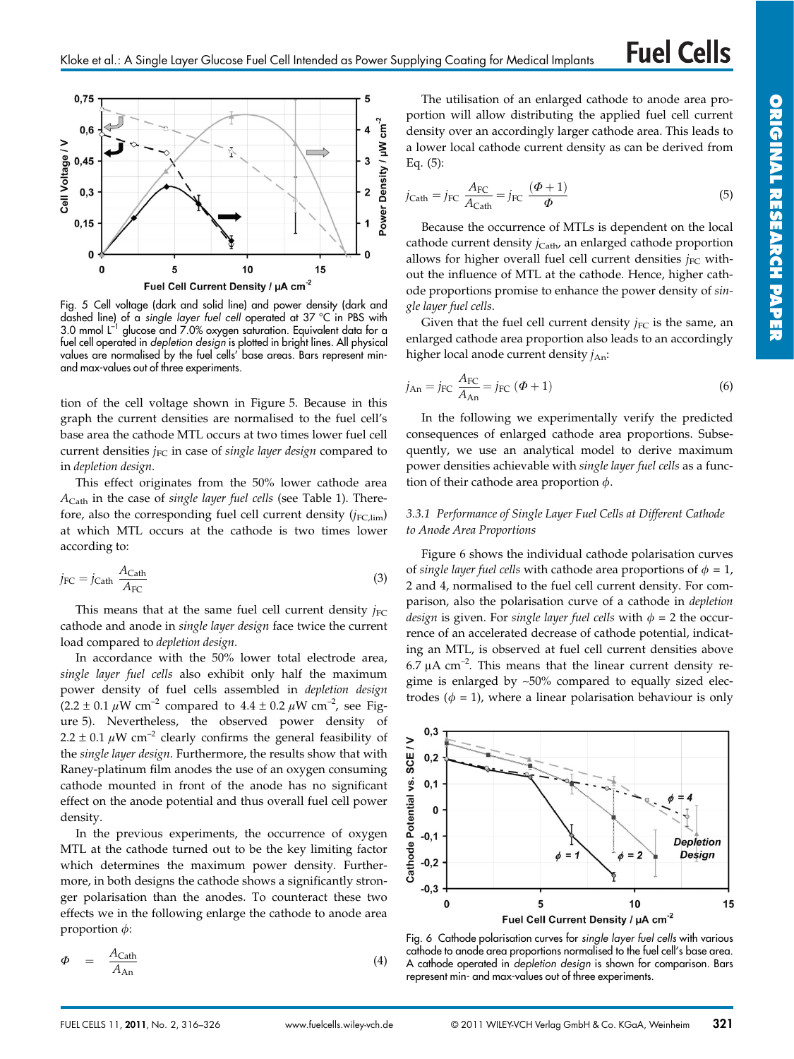Fig. 5 Cell voltage (dark and solid line) and power density (dark and dashed line) of a *single layer fuel cell* operated at 37 °C in PBS with 3.0 mmol $L^{-1}$ glucose and 7.0% oxygen saturation. Equivalent data for a fuel cell operated in *depletion design* is plotted in bright lines. All physical values are normalised by the fuel cells' base areas. Bars represent min- and max-values out of three experiments.

tion of the cell voltage shown in Figure 5. Because in this graph the current densities are normalised to the fuel cell's base area the cathode MTL occurs at two times lower fuel cell current densities $j_{FC}$ in case of *single layer design* compared to in *depletion design*.

This effect originates from the 50% lower cathode area $A_{Cath}$ in the case of *single layer fuel cells* (see Table 1). Therefore, also the corresponding fuel cell current density ($j_{FC,lim}$) at which MTL occurs at the cathode is two times lower according to:

$$j_{FC} = j_{Cath} \frac{A_{Cath}}{A_{FC}} \tag{3}$$

This means that at the same fuel cell current density $j_{FC}$ cathode and anode in *single layer design* face twice the current load compared to *depletion design*.

In accordance with the 50% lower total electrode area, *single layer fuel cells* also exhibit only half the maximum power density of fuel cells assembled in *depletion design* ($2.2 \pm 0.1$ $\mu W$ $cm^{-2}$ compared to $4.4 \pm 0.2$ $\mu W$ $cm^{-2}$, see Figure 5). Nevertheless, the observed power density of $2.2 \pm 0.1$ $\mu W$ $cm^{-2}$ clearly confirms the general feasibility of the *single layer design*. Furthermore, the results show that with Raney-platinum film anodes the use of an oxygen consuming cathode mounted in front of the anode has no significant effect on the anode potential and thus overall fuel cell power density.

In the previous experiments, the occurrence of oxygen MTL at the cathode turned out to be the key limiting factor which determines the maximum power density. Furthermore, in both designs the cathode shows a significantly stronger polarisation than the anodes. To counteract these two effects we in the following enlarge the cathode to anode area proportion $\phi$:

$$\Phi = \frac{A_{Cath}}{A_{An}} \tag{4}$$

The utilisation of an enlarged cathode to anode area proportion will allow distributing the applied fuel cell current density over an accordingly larger cathode area. This leads to a lower local cathode current density as can be derived from Eq. (5):

$$j_{Cath} = j_{FC} \frac{A_{FC}}{A_{Cath}} = j_{FC} \frac{(\Phi + 1)}{\Phi} \tag{5}$$

Because the occurrence of MTLs is dependent on the local cathode current density $j_{Cath}$, an enlarged cathode proportion allows for higher overall fuel cell current densities $j_{FC}$ without the influence of MTL at the cathode. Hence, higher cathode proportions promise to enhance the power density of *single layer fuel cells*.

Given that the fuel cell current density $j_{FC}$ is the same, an enlarged cathode area proportion also leads to an accordingly higher local anode current density $j_{An}$:

$$j_{An} = j_{FC} \frac{A_{FC}}{A_{An}} = j_{FC} (\Phi + 1) \tag{6}$$

In the following we experimentally verify the predicted consequences of enlarged cathode area proportions. Subsequently, we use an analytical model to derive maximum power densities achievable with *single layer fuel cells* as a function of their cathode area proportion $\phi$.

### 3.3.1 Performance of Single Layer Fuel Cells at Different Cathode to Anode Area Proportions

Figure 6 shows the individual cathode polarisation curves of *single layer fuel cells* with cathode area proportions of $\phi = 1$, 2 and 4, normalised to the fuel cell current density. For comparison, also the polarisation curve of a cathode in *depletion design* is given. For *single layer fuel cells* with $\phi = 2$ the occurrence of an accelerated decrease of cathode potential, indicating an MTL, is observed at fuel cell current densities above 6.7 $\mu A$ $cm^{-2}$. This means that the linear current density regime is enlarged by ~50% compared to equally sized electrodes ($\phi = 1$), where a linear polarisation behaviour is only

Fig. 6 Cathode polarisation curves for *single layer fuel cells* with various cathode to anode area proportions normalised to the fuel cell's base area. A cathode operated in *depletion design* is shown for comparison. Bars represent min- and max-values out of three experiments.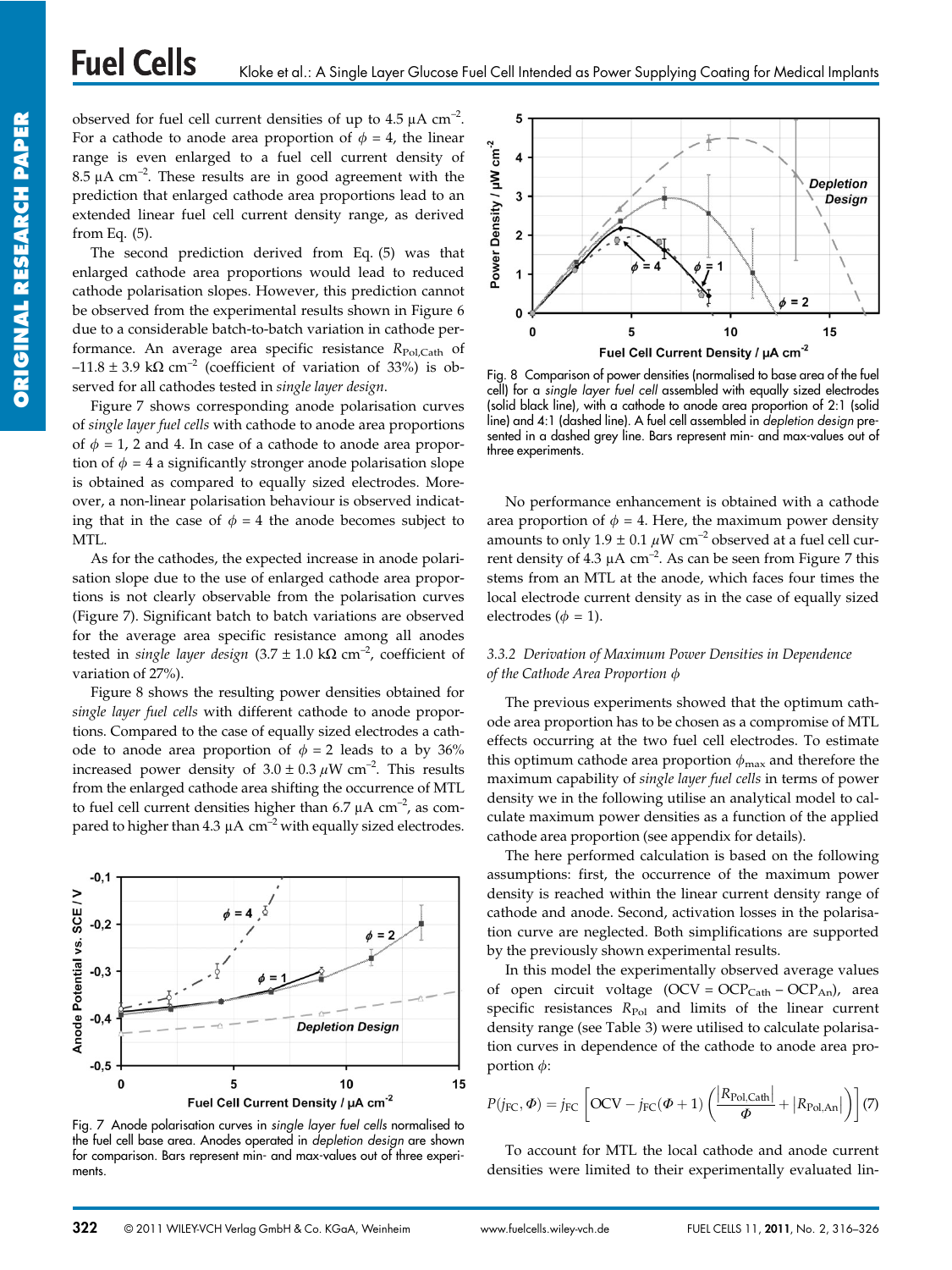observed for fuel cell current densities of up to 4.5 µA cm$^{-2}$. For a cathode to anode area proportion of $\phi = 4$, the linear range is even enlarged to a fuel cell current density of 8.5 µA cm$^{-2}$. These results are in good agreement with the prediction that enlarged cathode area proportions lead to an extended linear fuel cell current density range, as derived from Eq. (5).

The second prediction derived from Eq. (5) was that enlarged cathode area proportions would lead to reduced cathode polarisation slopes. However, this prediction cannot be observed from the experimental results shown in Figure 6 due to a considerable batch-to-batch variation in cathode performance. An average area specific resistance $R_{Pol,Cath}$ of –11.8 ± 3.9 kΩ cm$^{-2}$ (coefficient of variation of 33%) is observed for all cathodes tested in *single layer design*.

Figure 7 shows corresponding anode polarisation curves of *single layer fuel cells* with cathode to anode area proportions of $\phi = 1$, 2 and 4. In case of a cathode to anode area proportion of $\phi = 4$ a significantly stronger anode polarisation slope is obtained as compared to equally sized electrodes. Moreover, a non-linear polarisation behaviour is observed indicating that in the case of $\phi = 4$ the anode becomes subject to MTL.

As for the cathodes, the expected increase in anode polarisation slope due to the use of enlarged cathode area proportions is not clearly observable from the polarisation curves (Figure 7). Significant batch to batch variations are observed for the average area specific resistance among all anodes tested in *single layer design* (3.7 ± 1.0 kΩ cm$^{-2}$, coefficient of variation of 27%).

Figure 8 shows the resulting power densities obtained for *single layer fuel cells* with different cathode to anode proportions. Compared to the case of equally sized electrodes a cathode to anode area proportion of $\phi = 2$ leads to a by 36% increased power density of 3.0 ± 0.3 $\mu$W cm$^{-2}$. This results from the enlarged cathode area shifting the occurrence of MTL to fuel cell current densities higher than 6.7 µA cm$^{-2}$, as compared to higher than 4.3 µA cm$^{-2}$ with equally sized electrodes.

Fig. 7 Anode polarisation curves in *single layer fuel cells* normalised to the fuel cell base area. Anodes operated in *depletion design* are shown for comparison. Bars represent min- and max-values out of three experiments.

Fig. 8 Comparison of power densities (normalised to base area of the fuel cell) for a *single layer fuel cell* assembled with equally sized electrodes (solid black line), with a cathode to anode area proportion of 2:1 (solid grey line) and 4:1 (dashed line). A fuel cell assembled in *depletion design* presented in a dashed grey line. Bars represent min- and max-values out of three experiments.

No performance enhancement is obtained with a cathode area proportion of $\phi = 4$. Here, the maximum power density amounts to only 1.9 ± 0.1 $\mu$W cm$^{-2}$ observed at a fuel cell current density of 4.3 µA cm$^{-2}$. As can be seen from Figure 7 this stems from an MTL at the anode, which faces four times the local electrode current density as in the case of equally sized electrodes ($\phi = 1$).

### 3.3.2 Derivation of Maximum Power Densities in Dependence of the Cathode Area Proportion $\phi$

The previous experiments showed that the optimum cathode area proportion has to be chosen as a compromise of MTL effects occurring at the two fuel cell electrodes. To estimate this optimum cathode area proportion $\phi_{max}$ and therefore the maximum capability of *single layer fuel cells* in terms of power density we in the following utilise an analytical model to calculate maximum power densities as a function of the applied cathode area proportion (see appendix for details).

The here performed calculation is based on the following assumptions: first, the occurrence of the maximum power density is reached within the linear current density range of cathode and anode. Second, activation losses in the polarisation curve are neglected. Both simplifications are supported by the previously shown experimental results.

In this model the experimentally observed average values of open circuit voltage (OCV = $OCP_{Cath}$ – $OCP_{An}$), area specific resistances $R_{Pol}$ and limits of the linear current density range (see Table 3) were utilised to calculate polarisation curves in dependence of the cathode to anode area proportion $\phi$:

$$P(j_{FC}, \Phi) = j_{FC}\left[\mathrm{OCV} - j_{FC}(\Phi + 1)\left(\frac{|R_{Pol,Cath}|}{\Phi} + |R_{Pol,An}|\right)\right] \quad (7)$$

To account for MTL the local cathode and anode current densities were limited to their experimentally evaluated lin-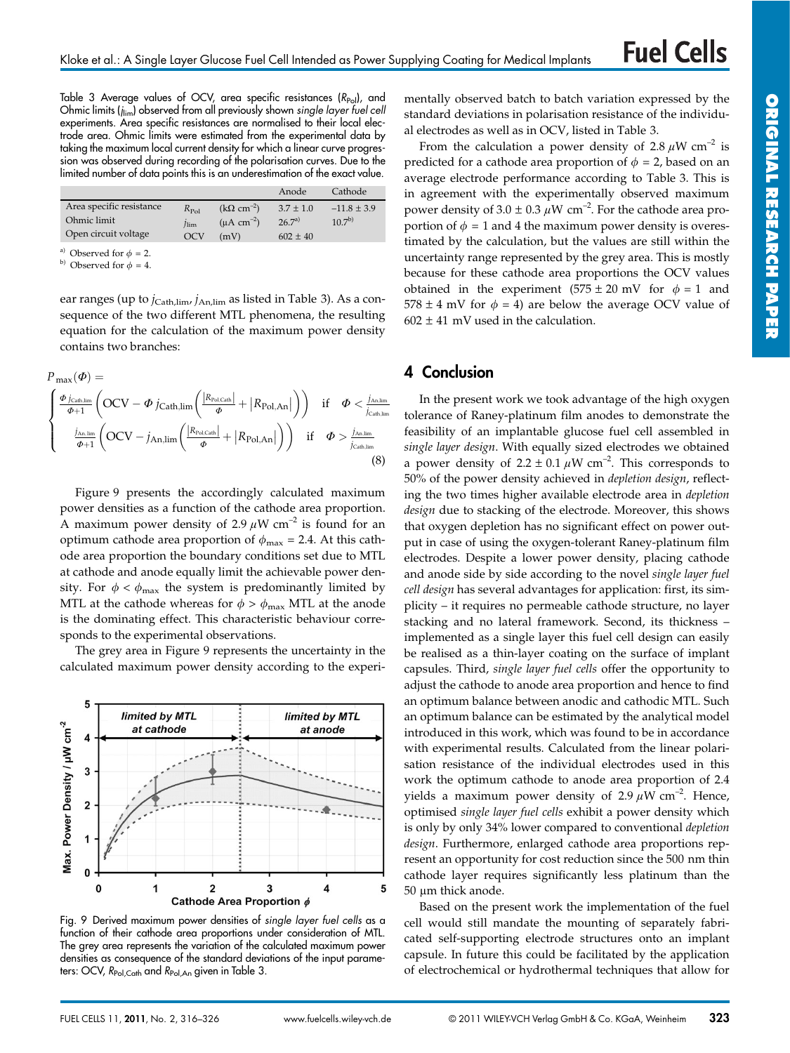Table 3 Average values of OCV, area specific resistances ($R_{Pol}$), and Ohmic limits ($j_{lim}$) observed from all previously shown *single layer fuel cell* experiments. Area specific resistances are normalised to their local electrode area. Ohmic limits were estimated from the experimental data by taking the maximum local current density for which a linear curve progression was observed during recording of the polarisation curves. Due to the limited number of data points this is an underestimation of the exact value.

| | | | Anode | Cathode |
|---|---|---|---|---|
| Area specific resistance | $R_{Pol}$ | (kΩ cm$^{-2}$) | 3.7 ± 1.0 | –11.8 ± 3.9 |
| Ohmic limit | $j_{lim}$ | (μA cm$^{-2}$) | 26.7[a] | 10.7[b] |
| Open circuit voltage | OCV | (mV) | 602 ± 40 | |

[a] Observed for $\phi$ = 2.
[b] Observed for $\phi$ = 4.

ear ranges (up to $j_{Cath,lim}$, $j_{An,lim}$ as listed in Table 3). As a consequence of the two different MTL phenomena, the resulting equation for the calculation of the maximum power density contains two branches:

$$P_{max}(\Phi) = \begin{cases} \frac{\Phi\, j_{Cath,lim}}{\Phi+1}\left(OCV - \Phi\, j_{Cath,lim}\left(\frac{|R_{Pol,Cath}|}{\Phi} + |R_{Pol,An}|\right)\right) & \text{if} \quad \Phi < \frac{j_{An,lim}}{j_{Cath,lim}} \\ \frac{j_{An,lim}}{\Phi+1}\left(OCV - j_{An,lim}\left(\frac{|R_{Pol,Cath}|}{\Phi} + |R_{Pol,An}|\right)\right) & \text{if} \quad \Phi > \frac{j_{An,lim}}{j_{Cath,lim}} \end{cases} \quad (8)$$

Figure 9 presents the accordingly calculated maximum power densities as a function of the cathode area proportion. A maximum power density of 2.9 $\mu$W cm$^{-2}$ is found for an optimum cathode area proportion of $\phi_{max}$ = 2.4. At this cathode area proportion the boundary conditions set due to MTL at cathode and anode equally limit the achievable power density. For $\phi < \phi_{max}$ the system is predominantly limited by MTL at the cathode whereas for $\phi > \phi_{max}$ MTL at the anode is the dominating effect. This characteristic behaviour corresponds to the experimental observations.

The grey area in Figure 9 represents the uncertainty in the calculated maximum power density according to the experimentally observed batch to batch variation expressed by the standard deviations in polarisation resistance of the individual electrodes as well as in OCV, listed in Table 3.

Fig. 9 Derived maximum power densities of *single layer fuel cells* as a function of their cathode area proportions under consideration of MTL. The grey area represents the variation of the calculated maximum power densities as consequence of the standard deviations of the input parameters: OCV, $R_{Pol,Cath}$ and $R_{Pol,An}$ given in Table 3.

From the calculation a power density of 2.8 $\mu$W cm$^{-2}$ is predicted for a cathode area proportion of $\phi$ = 2, based on an average electrode performance according to Table 3. This is in agreement with the experimentally observed maximum power density of 3.0 ± 0.3 $\mu$W cm$^{-2}$. For the cathode area proportion of $\phi$ = 1 and 4 the maximum power density is overestimated by the calculation, but the values are still within the uncertainty range represented by the grey area. This is mostly because for these cathode area proportions the OCV values obtained in the experiment (575 ± 20 mV for $\phi$ = 1 and 578 ± 4 mV for $\phi$ = 4) are below the average OCV value of 602 ± 41 mV used in the calculation.

## 4 Conclusion

In the present work we took advantage of the high oxygen tolerance of Raney-platinum film anodes to demonstrate the feasibility of an implantable glucose fuel cell assembled in *single layer design*. With equally sized electrodes we obtained a power density of 2.2 ± 0.1 $\mu$W cm$^{-2}$. This corresponds to 50% of the power density achieved in *depletion design*, reflecting the two times higher available electrode area in *depletion design* due to stacking of the electrode. Moreover, this shows that oxygen depletion has no significant effect on power output in case of using the oxygen-tolerant Raney-platinum film electrodes. Despite a lower power density, placing cathode and anode side by side according to the novel *single layer fuel cell design* has several advantages for application: first, its simplicity – it requires no permeable cathode structure, no layer stacking and no lateral framework. Second, its thickness – implemented as a single layer this fuel cell design can easily be realised as a thin-layer coating on the surface of implant capsules. Third, *single layer fuel cells* offer the opportunity to adjust the cathode to anode area proportion and hence to find an optimum balance between anodic and cathodic MTL. Such an optimum balance can be estimated by the analytical model introduced in this work, which was found to be in accordance with experimental results. Calculated from the linear polarisation resistance of the individual electrodes used in this work the optimum cathode to anode area proportion of 2.4 yields a maximum power density of 2.9 $\mu$W cm$^{-2}$. Hence, optimised *single layer fuel cells* exhibit a power density which is only by only 34% lower compared to conventional *depletion design*. Furthermore, enlarged cathode area proportions represent an opportunity for cost reduction since the 500 nm thin cathode layer requires significantly less platinum than the 50 μm thick anode.

Based on the present work the implementation of the fuel cell would still mandate the mounting of separately fabricated self-supporting electrode structures onto an implant capsule. In future this could be facilitated by the application of electrochemical or hydrothermal techniques that allow for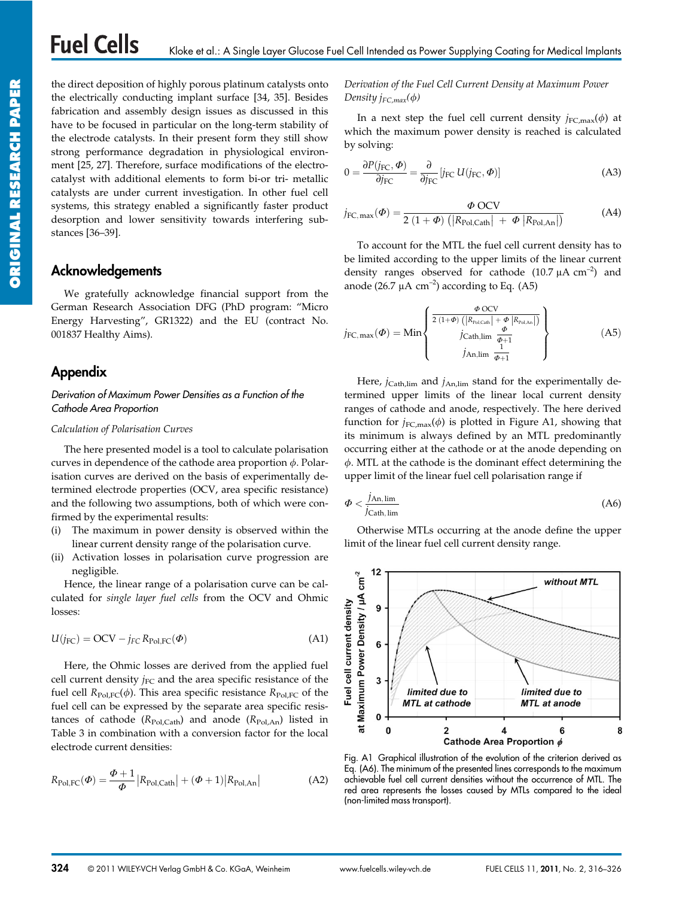the direct deposition of highly porous platinum catalysts onto the electrically conducting implant surface [34, 35]. Besides fabrication and assembly design issues as discussed in this have to be focused in particular on the long-term stability of the electrode catalysts. In their present form they still show strong performance degradation in physiological environment [25, 27]. Therefore, surface modifications of the electrocatalyst with additional elements to form bi-or tri- metallic catalysts are under current investigation. In other fuel cell systems, this strategy enabled a significantly faster product desorption and lower sensitivity towards interfering substances [36–39].

## Acknowledgements

We gratefully acknowledge financial support from the German Research Association DFG (PhD program: "Micro Energy Harvesting", GR1322) and the EU (contract No. 001837 Healthy Aims).

## Appendix

### *Derivation of Maximum Power Densities as a Function of the Cathode Area Proportion*

#### *Calculation of Polarisation Curves*

The here presented model is a tool to calculate polarisation curves in dependence of the cathode area proportion $\phi$. Polarisation curves are derived on the basis of experimentally determined electrode properties (OCV, area specific resistance) and the following two assumptions, both of which were confirmed by the experimental results:

(i) The maximum in power density is observed within the linear current density range of the polarisation curve.

(ii) Activation losses in polarisation curve progression are negligible.

Hence, the linear range of a polarisation curve can be calculated for *single layer fuel cells* from the OCV and Ohmic losses:

$$U(j_{\mathrm{FC}}) = \mathrm{OCV} - j_{\mathrm{FC}}\, R_{\mathrm{Pol,FC}}(\Phi) \tag{A1}$$

Here, the Ohmic losses are derived from the applied fuel cell current density $j_{\mathrm{FC}}$ and the area specific resistance of the fuel cell $R_{\mathrm{Pol,FC}}(\phi)$. This area specific resistance $R_{\mathrm{Pol,FC}}$ of the fuel cell can be expressed by the separate area specific resistances of cathode ($R_{\mathrm{Pol,Cath}}$) and anode ($R_{\mathrm{Pol,An}}$) listed in Table 3 in combination with a conversion factor for the local electrode current densities:

$$R_{\mathrm{Pol,FC}}(\Phi) = \frac{\Phi + 1}{\Phi}\left|R_{\mathrm{Pol,Cath}}\right| + (\Phi + 1)\left|R_{\mathrm{Pol,An}}\right| \tag{A2}$$

#### *Derivation of the Fuel Cell Current Density at Maximum Power Density $j_{FC,max}(\phi)$*

In a next step the fuel cell current density $j_{\mathrm{FC,max}}(\phi)$ at which the maximum power density is reached is calculated by solving:

$$0 = \frac{\partial P(j_{\mathrm{FC}}, \Phi)}{\partial j_{\mathrm{FC}}} = \frac{\partial}{\partial j_{\mathrm{FC}}}\left[j_{\mathrm{FC}}\, U(j_{\mathrm{FC}}, \Phi)\right] \tag{A3}$$

$$j_{\mathrm{FC,\,max}}(\Phi) = \frac{\Phi\ \mathrm{OCV}}{2\ (1 + \Phi)\ \left(\left|R_{\mathrm{Pol,Cath}}\right|\ +\ \Phi\ \left|R_{\mathrm{Pol,An}}\right|\right)} \tag{A4}$$

To account for the MTL the fuel cell current density has to be limited according to the upper limits of the linear current density ranges observed for cathode (10.7 µA cm$^{-2}$) and anode (26.7 µA cm$^{-2}$) according to Eq. (A5)

$$j_{\mathrm{FC,\,max}}(\Phi) = \mathrm{Min}\left\{\begin{array}{c} \frac{\Phi\ \mathrm{OCV}}{2\ (1+\Phi)\ \left(\left|R_{\mathrm{Pol,Cath}}\right|\ +\ \Phi\ \left|R_{\mathrm{Pol,An}}\right|\right)} \\ j_{\mathrm{Cath,lim}}\ \frac{\Phi}{\Phi+1} \\ j_{\mathrm{An,lim}}\ \frac{1}{\Phi+1} \end{array}\right\} \tag{A5}$$

Here, $j_{\mathrm{Cath,lim}}$ and $j_{\mathrm{An,lim}}$ stand for the experimentally determined upper limits of the linear local current density ranges of cathode and anode, respectively. The here derived function for $j_{\mathrm{FC,max}}(\phi)$ is plotted in Figure A1, showing that its minimum is always defined by an MTL predominantly occurring either at the cathode or at the anode depending on $\phi$. MTL at the cathode is the dominant effect determining the upper limit of the linear fuel cell polarisation range if

$$\Phi < \frac{j_{\mathrm{An,\,lim}}}{j_{\mathrm{Cath,\,lim}}} \tag{A6}$$

Otherwise MTLs occurring at the anode define the upper limit of the linear fuel cell current density range.

Fig. A1 Graphical illustration of the evolution of the criterion derived as Eq. (A6). The minimum of the presented lines corresponds to the maximum achievable fuel cell current densities without the occurrence of MTL. The red area represents the losses caused by MTLs compared to the ideal (non-limited mass transport).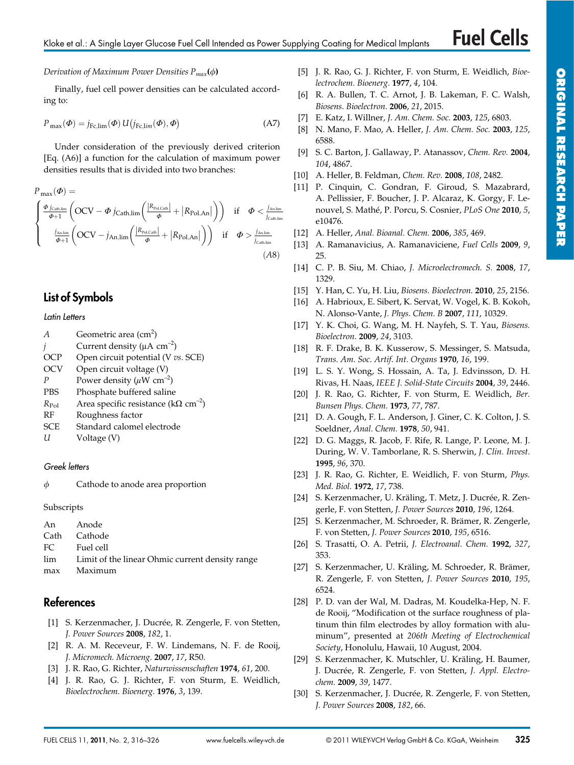*Derivation of Maximum Power Densities $P_{max}(\phi)$*

Finally, fuel cell power densities can be calculated according to:

$$P_{\max}(\Phi) = j_{\mathrm{Fc,lim}}(\Phi)\, U(j_{\mathrm{Fc},lim}(\Phi), \Phi) \tag{A7}$$

Under consideration of the previously derived criterion [Eq. (A6)] a function for the calculation of maximum power densities results that is divided into two branches:

$$P_{\max}(\Phi) = \begin{cases} \frac{\Phi\, j_{\mathrm{Cath,lim}}}{\Phi+1}\left(\mathrm{OCV} - \Phi\, j_{\mathrm{Cath,lim}}\left(\frac{|R_{\mathrm{Pol,Cath}}|}{\Phi} + |R_{\mathrm{Pol,An}}|\right)\right) & \text{if} \quad \Phi < \frac{j_{\mathrm{An,lim}}}{j_{\mathrm{Cath,lim}}} \\ \frac{j_{\mathrm{An,lim}}}{\Phi+1}\left(\mathrm{OCV} - j_{\mathrm{An,lim}}\left(\frac{|R_{\mathrm{Pol,Cath}}|}{\Phi} + |R_{\mathrm{Pol,An}}|\right)\right) & \text{if} \quad \Phi > \frac{j_{\mathrm{An,lim}}}{j_{\mathrm{Cath,lim}}} \end{cases} \tag{A8}$$

## List of Symbols

*Latin Letters*

| | |
|---|---|
| $A$ | Geometric area ($cm^2$) |
| $j$ | Current density ($\mu A\ cm^{-2}$) |
| OCP | Open circuit potential (V *vs.* SCE) |
| OCV | Open circuit voltage (V) |
| $P$ | Power density ($\mu W\ cm^{-2}$) |
| PBS | Phosphate buffered saline |
| $R_{Pol}$ | Area specific resistance ($k\Omega\ cm^{-2}$) |
| RF | Roughness factor |
| SCE | Standard calomel electrode |
| $U$ | Voltage (V) |

*Greek letters*

| | |
|---|---|
| $\phi$ | Cathode to anode area proportion |

Subscripts

| | |
|---|---|
| An | Anode |
| Cath | Cathode |
| FC | Fuel cell |
| lim | Limit of the linear Ohmic current density range |
| max | Maximum |

## References

[1] S. Kerzenmacher, J. Ducrée, R. Zengerle, F. von Stetten, *J. Power Sources* **2008**, *182*, 1.

[2] R. A. M. Receveur, F. W. Lindemans, N. F. de Rooij, *J. Micromech. Microeng.* **2007**, *17*, R50.

[3] J. R. Rao, G. Richter, *Naturwissenschaften* **1974**, *61*, 200.

[4] J. R. Rao, G. J. Richter, F. von Sturm, E. Weidlich, *Bioelectrochem. Bioenerg.* **1976**, *3*, 139.

[5] J. R. Rao, G. J. Richter, F. von Sturm, E. Weidlich, *Bioelectrochem. Bioenerg.* **1977**, *4*, 104.

[6] R. A. Bullen, T. C. Arnot, J. B. Lakeman, F. C. Walsh, *Biosens. Bioelectron.* **2006**, *21*, 2015.

[7] E. Katz, I. Willner, *J. Am. Chem. Soc.* **2003**, *125*, 6803.

[8] N. Mano, F. Mao, A. Heller, *J. Am. Chem. Soc.* **2003**, *125*, 6588.

[9] S. C. Barton, J. Gallaway, P. Atanassov, *Chem. Rev.* **2004**, *104*, 4867.

[10] A. Heller, B. Feldman, *Chem. Rev.* **2008**, *108*, 2482.

[11] P. Cinquin, C. Gondran, F. Giroud, S. Mazabrard, A. Pellissier, F. Boucher, J. P. Alcaraz, K. Gorgy, F. Lenouvel, S. Mathé, P. Porcu, S. Cosnier, *PLoS One* **2010**, *5*, e10476.

[12] A. Heller, *Anal. Bioanal. Chem.* **2006**, *385*, 469.

[13] A. Ramanavicius, A. Ramanaviciene, *Fuel Cells* **2009**, *9*, 25.

[14] C. P. B. Siu, M. Chiao, *J. Microelectromech. S.* **2008**, *17*, 1329.

[15] Y. Han, C. Yu, H. Liu, *Biosens. Bioelectron.* **2010**, *25*, 2156.

[16] A. Habrioux, E. Sibert, K. Servat, W. Vogel, K. B. Kokoh, N. Alonso-Vante, *J. Phys. Chem. B* **2007**, *111*, 10329.

[17] Y. K. Choi, G. Wang, M. H. Nayfeh, S. T. Yau, *Biosens. Bioelectron.* **2009**, *24*, 3103.

[18] R. F. Drake, B. K. Kusserow, S. Messinger, S. Matsuda, *Trans. Am. Soc. Artif. Int. Organs* **1970**, *16*, 199.

[19] L. S. Y. Wong, S. Hossain, A. Ta, J. Edvinsson, D. H. Rivas, H. Naas, *IEEE J. Solid-State Circuits* **2004**, *39*, 2446.

[20] J. R. Rao, G. Richter, F. von Sturm, E. Weidlich, *Ber. Bunsen Phys. Chem.* **1973**, *77*, 787.

[21] D. A. Gough, F. L. Anderson, J. Giner, C. K. Colton, J. S. Soeldner, *Anal. Chem.* **1978**, *50*, 941.

[22] D. G. Maggs, R. Jacob, F. Rife, R. Lange, P. Leone, M. J. During, W. V. Tamborlane, R. S. Sherwin, *J. Clin. Invest.* **1995**, *96*, 370.

[23] J. R. Rao, G. J. Richter, E. Weidlich, F. von Sturm, *Phys. Med. Biol.* **1972**, *17*, 738.

[24] S. Kerzenmacher, U. Kräling, T. Metz, J. Ducrée, R. Zengerle, F. von Stetten, *J. Power Sources* **2010**, *196*, 1264.

[25] S. Kerzenmacher, M. Schroeder, R. Brämer, R. Zengerle, F. von Stetten, *J. Power Sources* **2010**, *195*, 6516.

[26] S. Trasatti, O. A. Petrii, *J. Electroanal. Chem.* **1992**, *327*, 353.

[27] S. Kerzenmacher, U. Kräling, M. Schroeder, R. Brämer, R. Zengerle, F. von Stetten, *J. Power Sources* **2010**, *195*, 6524.

[28] P. D. van der Wal, M. Dadras, M. Koudelka-Hep, N. F. de Rooij, "Modification ot the surface roughness of platinum thin film electrodes by alloy formation with aluminum", presented at *206th Meeting of Electrochemical Society*, Honolulu, Hawaii, 10 August, 2004.

[29] S. Kerzenmacher, K. Mutschler, U. Kräling, H. Baumer, J. Ducrée, R. Zengerle, F. von Stetten, *J. Appl. Electrochem.* **2009**, *39*, 1477.

[30] S. Kerzenmacher, J. Ducrée, R. Zengerle, F. von Stetten, *J. Power Sources* **2008**, *182*, 66.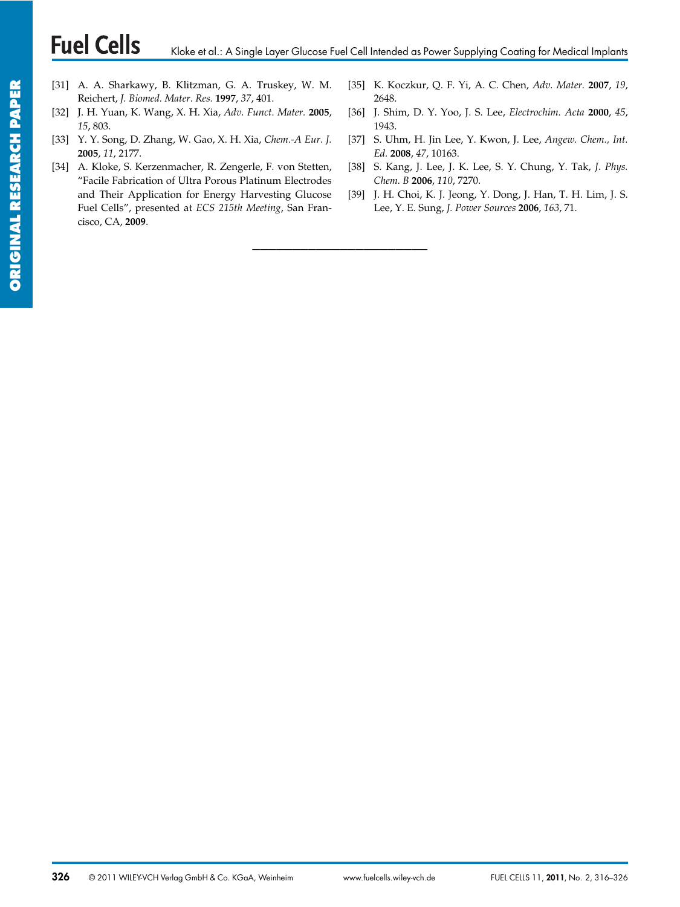[31] A. A. Sharkawy, B. Klitzman, G. A. Truskey, W. M. Reichert, *J. Biomed. Mater. Res.* **1997**, *37*, 401.

[32] J. H. Yuan, K. Wang, X. H. Xia, *Adv. Funct. Mater.* **2005**, *15*, 803.

[33] Y. Y. Song, D. Zhang, W. Gao, X. H. Xia, *Chem.-A Eur. J.* **2005**, *11*, 2177.

[34] A. Kloke, S. Kerzenmacher, R. Zengerle, F. von Stetten, "Facile Fabrication of Ultra Porous Platinum Electrodes and Their Application for Energy Harvesting Glucose Fuel Cells", presented at *ECS 215th Meeting*, San Francisco, CA, **2009**.

[35] K. Koczkur, Q. F. Yi, A. C. Chen, *Adv. Mater.* **2007**, *19*, 2648.

[36] J. Shim, D. Y. Yoo, J. S. Lee, *Electrochim. Acta* **2000**, *45*, 1943.

[37] S. Uhm, H. Jin Lee, Y. Kwon, J. Lee, *Angew. Chem., Int. Ed.* **2008**, *47*, 10163.

[38] S. Kang, J. Lee, J. K. Lee, S. Y. Chung, Y. Tak, *J. Phys. Chem. B* **2006**, *110*, 7270.

[39] J. H. Choi, K. J. Jeong, Y. Dong, J. Han, T. H. Lim, J. S. Lee, Y. E. Sung, *J. Power Sources* **2006**, *163*, 71.

______________________________